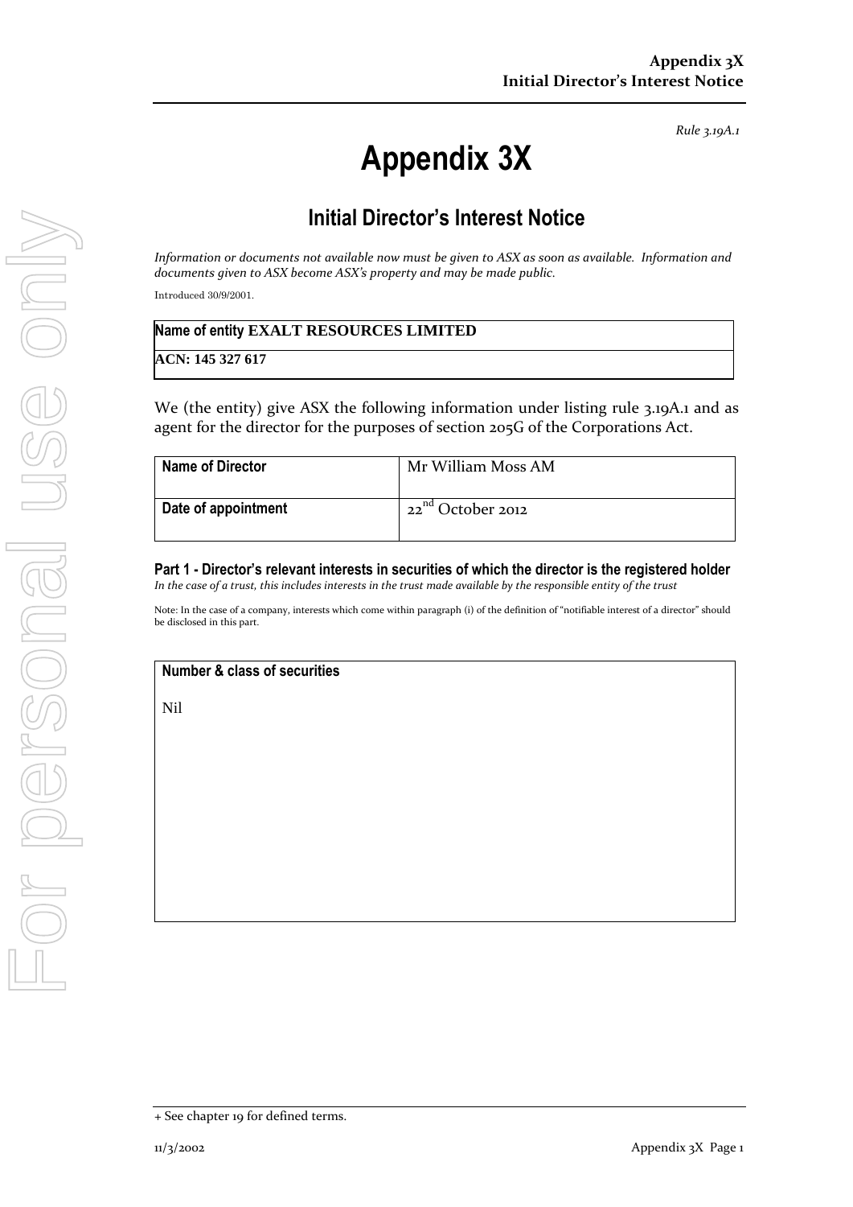*Rule 3.19A.1*

# Appendix 3X

## Initial Director's Interest Notice

*Information or documents not available now must be given to ASX as soon as available. Information and documents given to ASX become ASX's property and may be made public.*

Introduced 30/9/2001.

| Name of entity EXALT RESOURCES LIMITED |
|---|
| ACN: 145 327 617 |

We (the entity) give ASX the following information under listing rule 3.19A.1 and as agent for the director for the purposes of section 205G of the Corporations Act.

| Name of Director | Mr William Moss AM |
|---|---|
| Date of appointment | 22nd October 2012 |

### Part 1 - Director's relevant interests in securities of which the director is the registered holder

*In the case of a trust, this includes interests in the trust made available by the responsible entity of the trust*

Note: In the case of a company, interests which come within paragraph (i) of the definition of "notifiable interest of a director" should be disclosed in this part.

| Number & class of securities |
|---|
| Nil |

+ See chapter 19 for defined terms.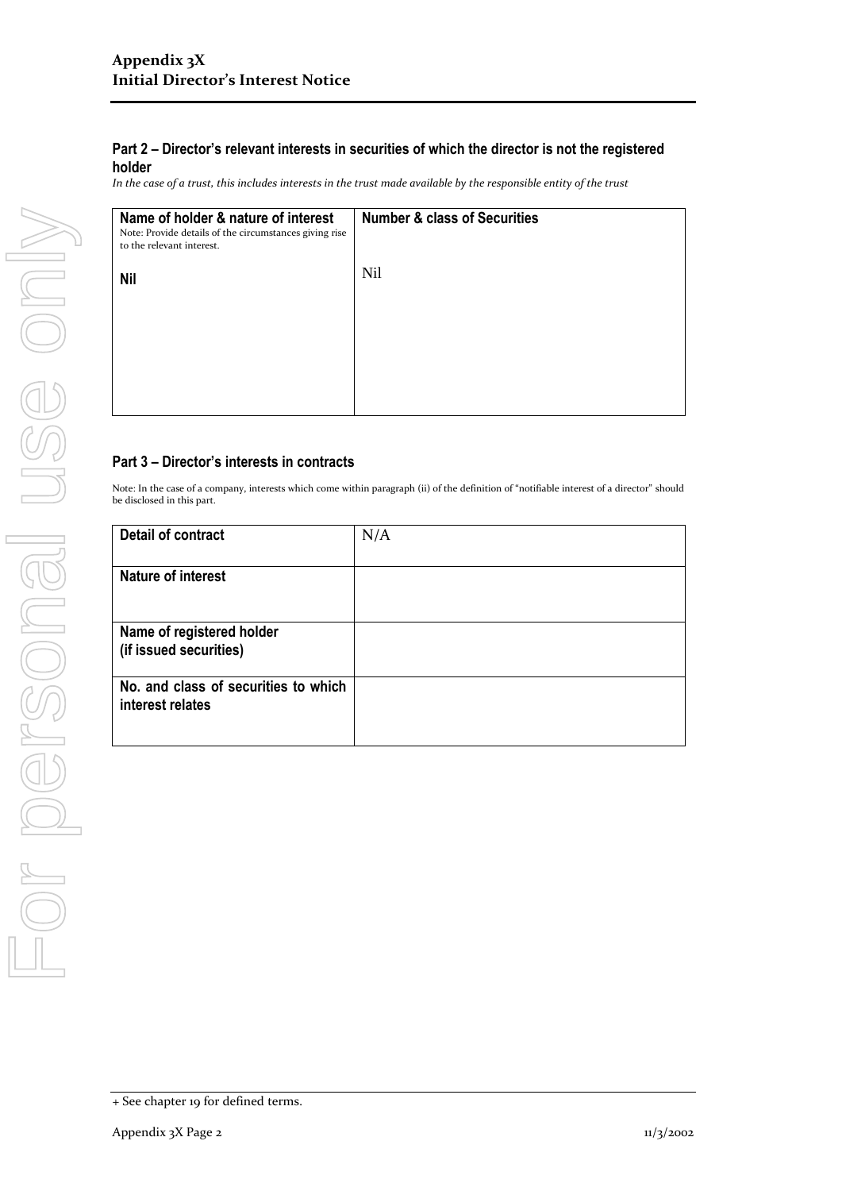## Part 2 – Director's relevant interests in securities of which the director is not the registered holder

*In the case of a trust, this includes interests in the trust made available by the responsible entity of the trust*

| Name of holder & nature of interest<br>Note: Provide details of the circumstances giving rise to the relevant interest. | Number & class of Securities |
|---|---|
| **Nil** | Nil |

## Part 3 – Director's interests in contracts

Note: In the case of a company, interests which come within paragraph (ii) of the definition of "notifiable interest of a director" should be disclosed in this part.

| | |
|---|---|
| **Detail of contract** | N/A |
| **Nature of interest** | |
| **Name of registered holder (if issued securities)** | |
| **No. and class of securities to which interest relates** | |

+ See chapter 19 for defined terms.